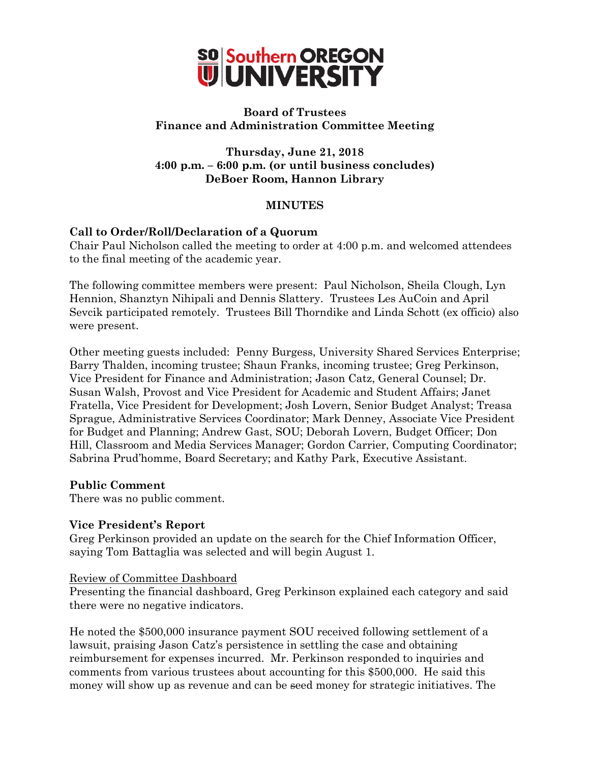# Southern OREGON UNIVERSITY

**Board of Trustees**
**Finance and Administration Committee Meeting**

**Thursday, June 21, 2018**
**4:00 p.m. – 6:00 p.m. (or until business concludes)**
**DeBoer Room, Hannon Library**

**MINUTES**

## Call to Order/Roll/Declaration of a Quorum

Chair Paul Nicholson called the meeting to order at 4:00 p.m. and welcomed attendees to the final meeting of the academic year.

The following committee members were present: Paul Nicholson, Sheila Clough, Lyn Hennion, Shanztyn Nihipali and Dennis Slattery. Trustees Les AuCoin and April Sevcik participated remotely. Trustees Bill Thorndike and Linda Schott (ex officio) also were present.

Other meeting guests included: Penny Burgess, University Shared Services Enterprise; Barry Thalden, incoming trustee; Shaun Franks, incoming trustee; Greg Perkinson, Vice President for Finance and Administration; Jason Catz, General Counsel; Dr. Susan Walsh, Provost and Vice President for Academic and Student Affairs; Janet Fratella, Vice President for Development; Josh Lovern, Senior Budget Analyst; Treasa Sprague, Administrative Services Coordinator; Mark Denney, Associate Vice President for Budget and Planning; Andrew Gast, SOU; Deborah Lovern, Budget Officer; Don Hill, Classroom and Media Services Manager; Gordon Carrier, Computing Coordinator; Sabrina Prud'homme, Board Secretary; and Kathy Park, Executive Assistant.

## Public Comment

There was no public comment.

## Vice President's Report

Greg Perkinson provided an update on the search for the Chief Information Officer, saying Tom Battaglia was selected and will begin August 1.

Review of Committee Dashboard

Presenting the financial dashboard, Greg Perkinson explained each category and said there were no negative indicators.

He noted the $500,000 insurance payment SOU received following settlement of a lawsuit, praising Jason Catz's persistence in settling the case and obtaining reimbursement for expenses incurred. Mr. Perkinson responded to inquiries and comments from various trustees about accounting for this $500,000. He said this money will show up as revenue and can be seed money for strategic initiatives. The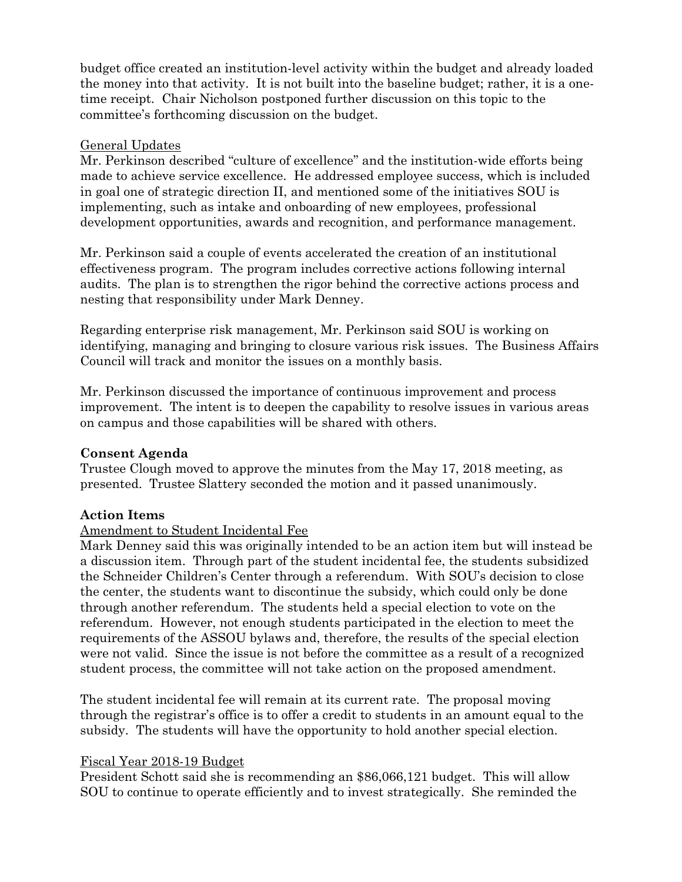budget office created an institution-level activity within the budget and already loaded the money into that activity. It is not built into the baseline budget; rather, it is a one-time receipt. Chair Nicholson postponed further discussion on this topic to the committee's forthcoming discussion on the budget.

General Updates

Mr. Perkinson described "culture of excellence" and the institution-wide efforts being made to achieve service excellence. He addressed employee success, which is included in goal one of strategic direction II, and mentioned some of the initiatives SOU is implementing, such as intake and onboarding of new employees, professional development opportunities, awards and recognition, and performance management.

Mr. Perkinson said a couple of events accelerated the creation of an institutional effectiveness program. The program includes corrective actions following internal audits. The plan is to strengthen the rigor behind the corrective actions process and nesting that responsibility under Mark Denney.

Regarding enterprise risk management, Mr. Perkinson said SOU is working on identifying, managing and bringing to closure various risk issues. The Business Affairs Council will track and monitor the issues on a monthly basis.

Mr. Perkinson discussed the importance of continuous improvement and process improvement. The intent is to deepen the capability to resolve issues in various areas on campus and those capabilities will be shared with others.

**Consent Agenda**

Trustee Clough moved to approve the minutes from the May 17, 2018 meeting, as presented. Trustee Slattery seconded the motion and it passed unanimously.

**Action Items**

Amendment to Student Incidental Fee

Mark Denney said this was originally intended to be an action item but will instead be a discussion item. Through part of the student incidental fee, the students subsidized the Schneider Children's Center through a referendum. With SOU's decision to close the center, the students want to discontinue the subsidy, which could only be done through another referendum. The students held a special election to vote on the referendum. However, not enough students participated in the election to meet the requirements of the ASSOU bylaws and, therefore, the results of the special election were not valid. Since the issue is not before the committee as a result of a recognized student process, the committee will not take action on the proposed amendment.

The student incidental fee will remain at its current rate. The proposal moving through the registrar's office is to offer a credit to students in an amount equal to the subsidy. The students will have the opportunity to hold another special election.

Fiscal Year 2018-19 Budget

President Schott said she is recommending an $86,066,121 budget. This will allow SOU to continue to operate efficiently and to invest strategically. She reminded the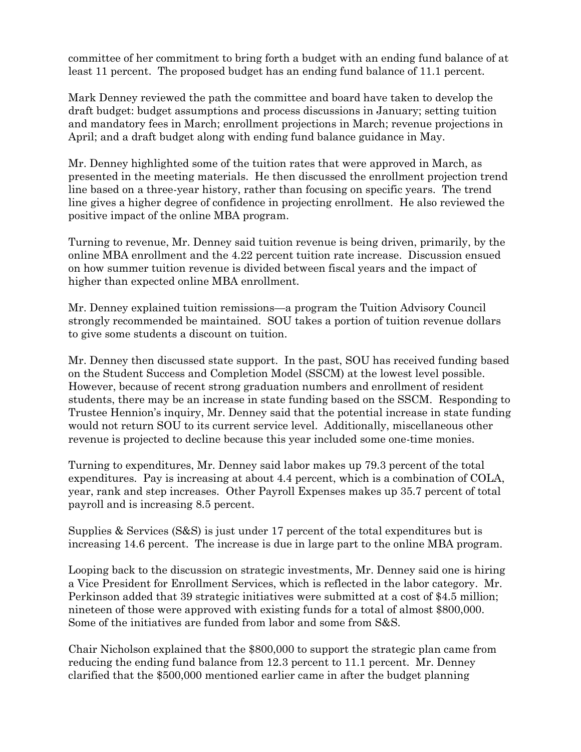committee of her commitment to bring forth a budget with an ending fund balance of at least 11 percent. The proposed budget has an ending fund balance of 11.1 percent.

Mark Denney reviewed the path the committee and board have taken to develop the draft budget: budget assumptions and process discussions in January; setting tuition and mandatory fees in March; enrollment projections in March; revenue projections in April; and a draft budget along with ending fund balance guidance in May.

Mr. Denney highlighted some of the tuition rates that were approved in March, as presented in the meeting materials. He then discussed the enrollment projection trend line based on a three-year history, rather than focusing on specific years. The trend line gives a higher degree of confidence in projecting enrollment. He also reviewed the positive impact of the online MBA program.

Turning to revenue, Mr. Denney said tuition revenue is being driven, primarily, by the online MBA enrollment and the 4.22 percent tuition rate increase. Discussion ensued on how summer tuition revenue is divided between fiscal years and the impact of higher than expected online MBA enrollment.

Mr. Denney explained tuition remissions—a program the Tuition Advisory Council strongly recommended be maintained. SOU takes a portion of tuition revenue dollars to give some students a discount on tuition.

Mr. Denney then discussed state support. In the past, SOU has received funding based on the Student Success and Completion Model (SSCM) at the lowest level possible. However, because of recent strong graduation numbers and enrollment of resident students, there may be an increase in state funding based on the SSCM. Responding to Trustee Hennion's inquiry, Mr. Denney said that the potential increase in state funding would not return SOU to its current service level. Additionally, miscellaneous other revenue is projected to decline because this year included some one-time monies.

Turning to expenditures, Mr. Denney said labor makes up 79.3 percent of the total expenditures. Pay is increasing at about 4.4 percent, which is a combination of COLA, year, rank and step increases. Other Payroll Expenses makes up 35.7 percent of total payroll and is increasing 8.5 percent.

Supplies & Services (S&S) is just under 17 percent of the total expenditures but is increasing 14.6 percent. The increase is due in large part to the online MBA program.

Looping back to the discussion on strategic investments, Mr. Denney said one is hiring a Vice President for Enrollment Services, which is reflected in the labor category. Mr. Perkinson added that 39 strategic initiatives were submitted at a cost of $4.5 million; nineteen of those were approved with existing funds for a total of almost $800,000. Some of the initiatives are funded from labor and some from S&S.

Chair Nicholson explained that the $800,000 to support the strategic plan came from reducing the ending fund balance from 12.3 percent to 11.1 percent. Mr. Denney clarified that the $500,000 mentioned earlier came in after the budget planning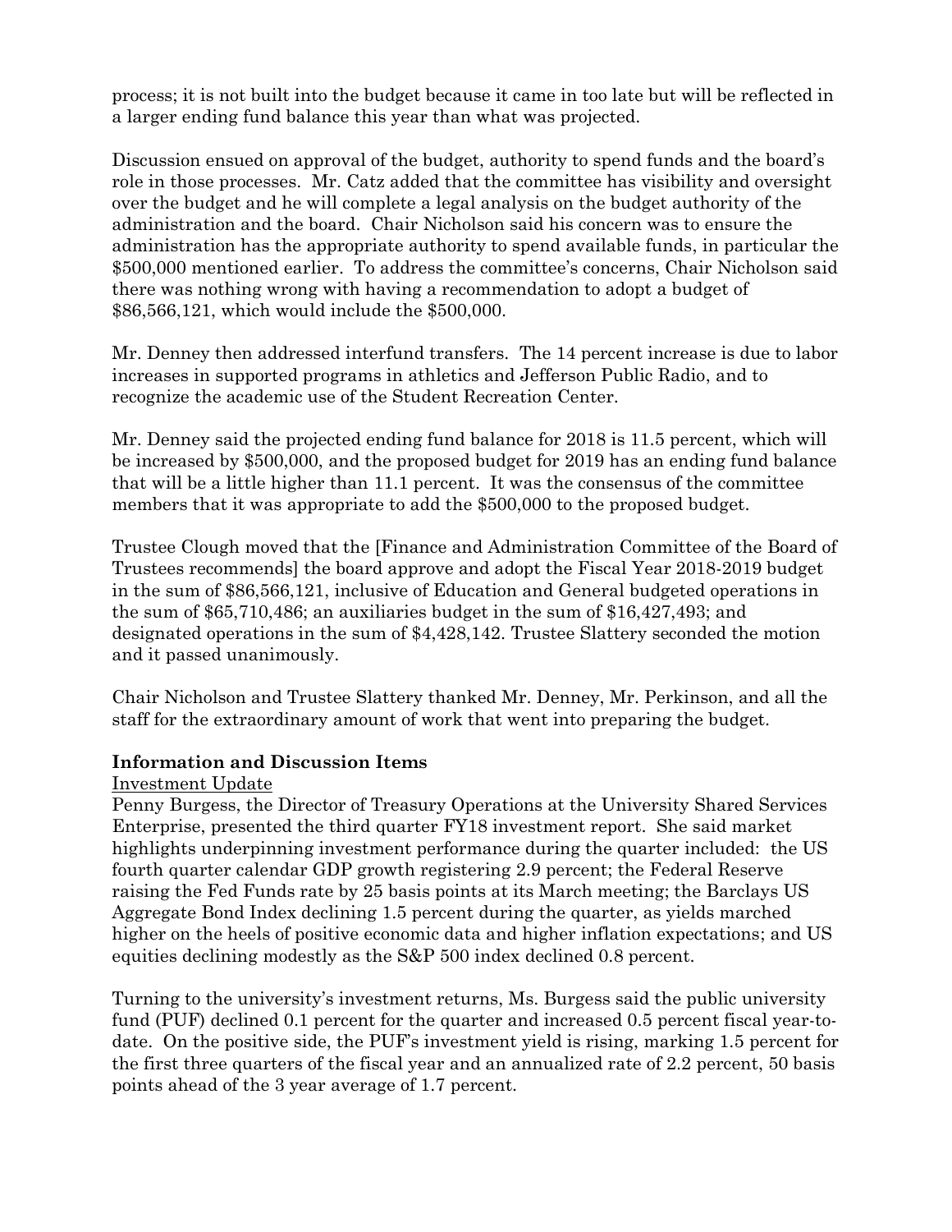process; it is not built into the budget because it came in too late but will be reflected in a larger ending fund balance this year than what was projected.

Discussion ensued on approval of the budget, authority to spend funds and the board's role in those processes. Mr. Catz added that the committee has visibility and oversight over the budget and he will complete a legal analysis on the budget authority of the administration and the board. Chair Nicholson said his concern was to ensure the administration has the appropriate authority to spend available funds, in particular the $500,000 mentioned earlier. To address the committee's concerns, Chair Nicholson said there was nothing wrong with having a recommendation to adopt a budget of $86,566,121, which would include the $500,000.

Mr. Denney then addressed interfund transfers. The 14 percent increase is due to labor increases in supported programs in athletics and Jefferson Public Radio, and to recognize the academic use of the Student Recreation Center.

Mr. Denney said the projected ending fund balance for 2018 is 11.5 percent, which will be increased by $500,000, and the proposed budget for 2019 has an ending fund balance that will be a little higher than 11.1 percent. It was the consensus of the committee members that it was appropriate to add the $500,000 to the proposed budget.

Trustee Clough moved that the [Finance and Administration Committee of the Board of Trustees recommends] the board approve and adopt the Fiscal Year 2018-2019 budget in the sum of $86,566,121, inclusive of Education and General budgeted operations in the sum of $65,710,486; an auxiliaries budget in the sum of $16,427,493; and designated operations in the sum of $4,428,142. Trustee Slattery seconded the motion and it passed unanimously.

Chair Nicholson and Trustee Slattery thanked Mr. Denney, Mr. Perkinson, and all the staff for the extraordinary amount of work that went into preparing the budget.

**Information and Discussion Items**

Investment Update

Penny Burgess, the Director of Treasury Operations at the University Shared Services Enterprise, presented the third quarter FY18 investment report. She said market highlights underpinning investment performance during the quarter included: the US fourth quarter calendar GDP growth registering 2.9 percent; the Federal Reserve raising the Fed Funds rate by 25 basis points at its March meeting; the Barclays US Aggregate Bond Index declining 1.5 percent during the quarter, as yields marched higher on the heels of positive economic data and higher inflation expectations; and US equities declining modestly as the S&P 500 index declined 0.8 percent.

Turning to the university's investment returns, Ms. Burgess said the public university fund (PUF) declined 0.1 percent for the quarter and increased 0.5 percent fiscal year-to-date. On the positive side, the PUF's investment yield is rising, marking 1.5 percent for the first three quarters of the fiscal year and an annualized rate of 2.2 percent, 50 basis points ahead of the 3 year average of 1.7 percent.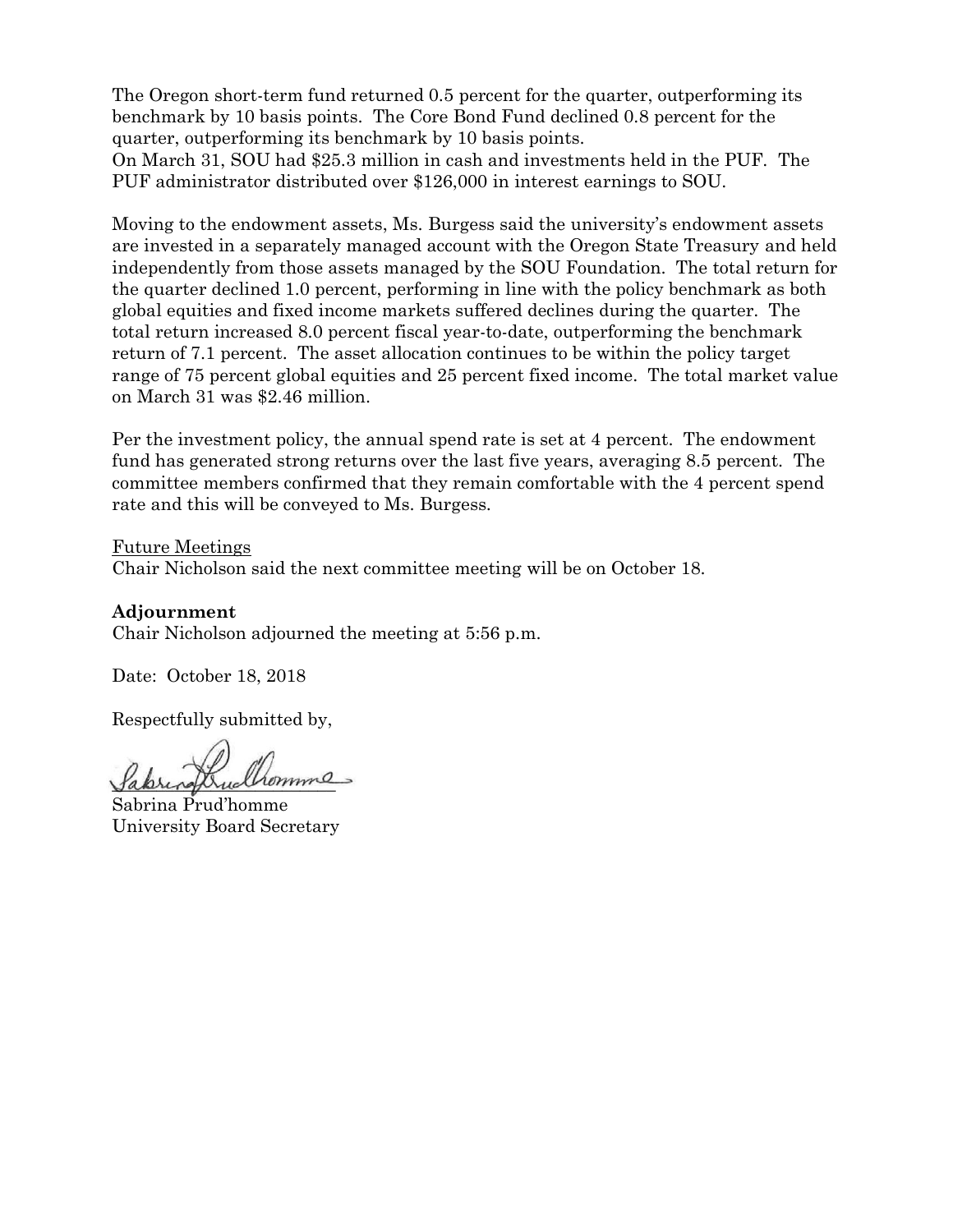The Oregon short-term fund returned 0.5 percent for the quarter, outperforming its benchmark by 10 basis points. The Core Bond Fund declined 0.8 percent for the quarter, outperforming its benchmark by 10 basis points.
On March 31, SOU had $25.3 million in cash and investments held in the PUF. The PUF administrator distributed over $126,000 in interest earnings to SOU.

Moving to the endowment assets, Ms. Burgess said the university's endowment assets are invested in a separately managed account with the Oregon State Treasury and held independently from those assets managed by the SOU Foundation. The total return for the quarter declined 1.0 percent, performing in line with the policy benchmark as both global equities and fixed income markets suffered declines during the quarter. The total return increased 8.0 percent fiscal year-to-date, outperforming the benchmark return of 7.1 percent. The asset allocation continues to be within the policy target range of 75 percent global equities and 25 percent fixed income. The total market value on March 31 was $2.46 million.

Per the investment policy, the annual spend rate is set at 4 percent. The endowment fund has generated strong returns over the last five years, averaging 8.5 percent. The committee members confirmed that they remain comfortable with the 4 percent spend rate and this will be conveyed to Ms. Burgess.

Future Meetings
Chair Nicholson said the next committee meeting will be on October 18.

**Adjournment**
Chair Nicholson adjourned the meeting at 5:56 p.m.

Date: October 18, 2018

Respectfully submitted by,

Sabrina Prud'homme
University Board Secretary